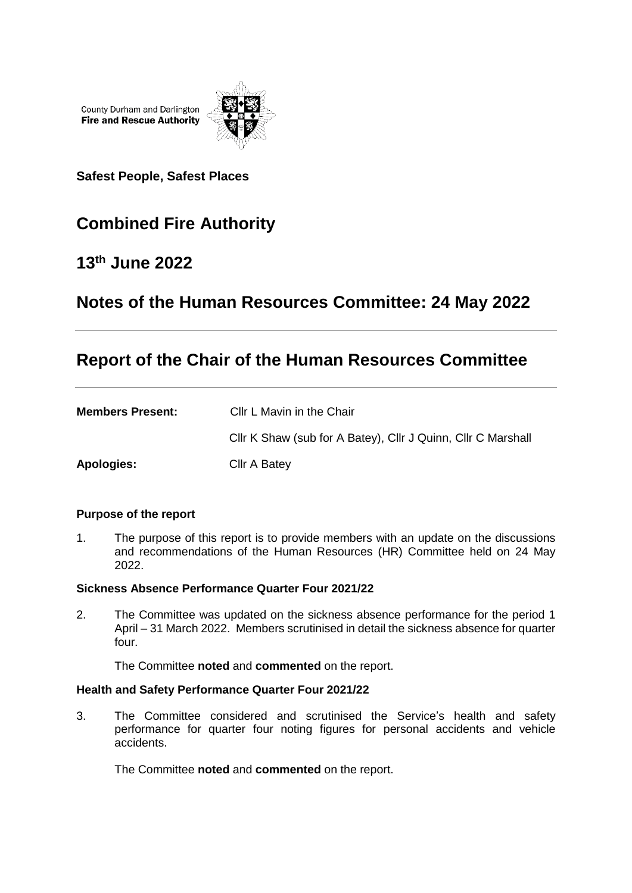County Durham and Darlington
**Fire and Rescue Authority**

**Safest People, Safest Places**

# Combined Fire Authority

## 13th June 2022

## Notes of the Human Resources Committee: 24 May 2022

---

## Report of the Chair of the Human Resources Committee

---

| | |
|---|---|
| **Members Present:** | Cllr L Mavin in the Chair |
| | Cllr K Shaw (sub for A Batey), Cllr J Quinn, Cllr C Marshall |
| **Apologies:** | Cllr A Batey |

### Purpose of the report

1. The purpose of this report is to provide members with an update on the discussions and recommendations of the Human Resources (HR) Committee held on 24 May 2022.

### Sickness Absence Performance Quarter Four 2021/22

2. The Committee was updated on the sickness absence performance for the period 1 April – 31 March 2022. Members scrutinised in detail the sickness absence for quarter four.

   The Committee **noted** and **commented** on the report.

### Health and Safety Performance Quarter Four 2021/22

3. The Committee considered and scrutinised the Service's health and safety performance for quarter four noting figures for personal accidents and vehicle accidents.

   The Committee **noted** and **commented** on the report.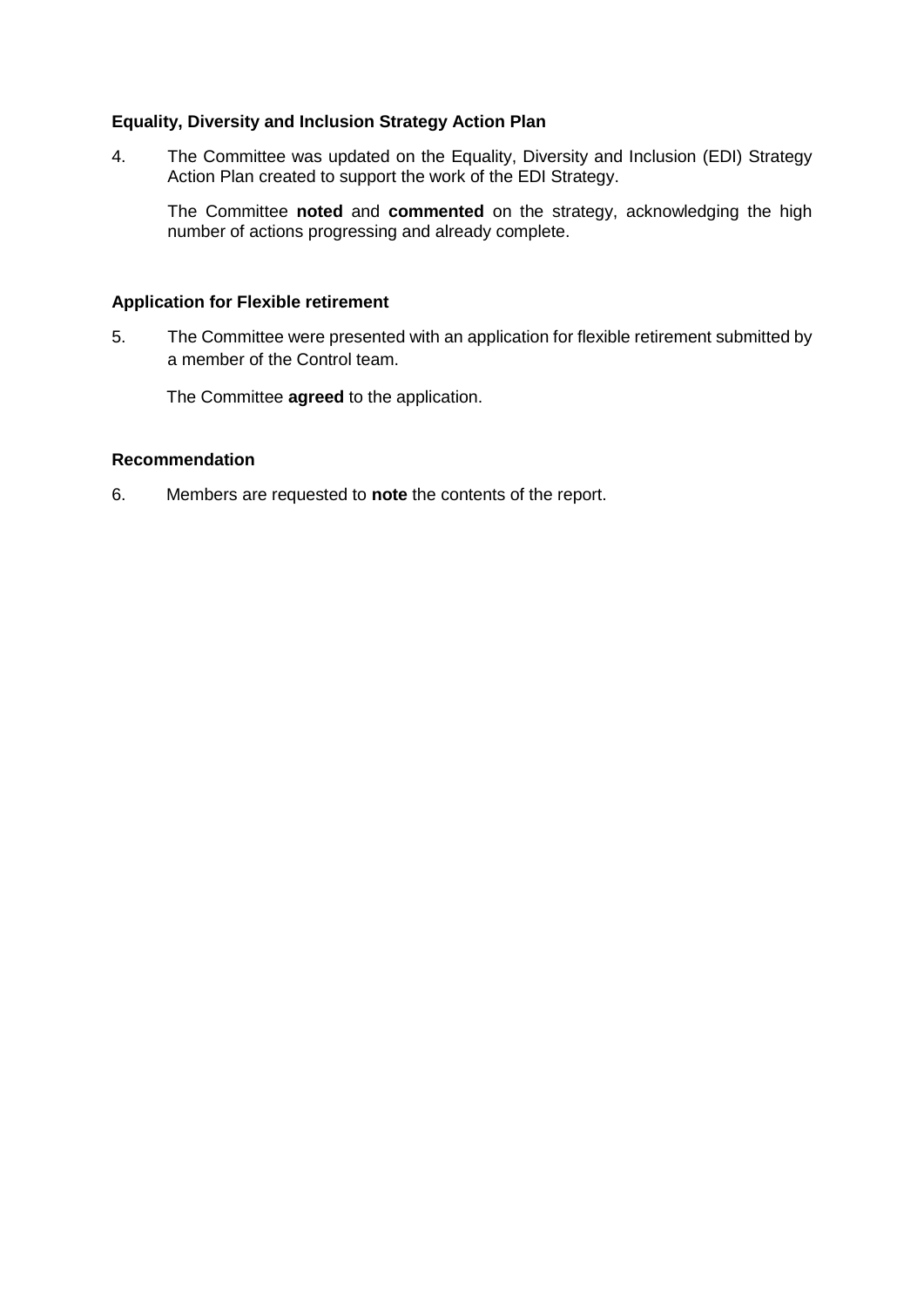**Equality, Diversity and Inclusion Strategy Action Plan**

4. The Committee was updated on the Equality, Diversity and Inclusion (EDI) Strategy Action Plan created to support the work of the EDI Strategy.

   The Committee **noted** and **commented** on the strategy, acknowledging the high number of actions progressing and already complete.

**Application for Flexible retirement**

5. The Committee were presented with an application for flexible retirement submitted by a member of the Control team.

   The Committee **agreed** to the application.

**Recommendation**

6. Members are requested to **note** the contents of the report.